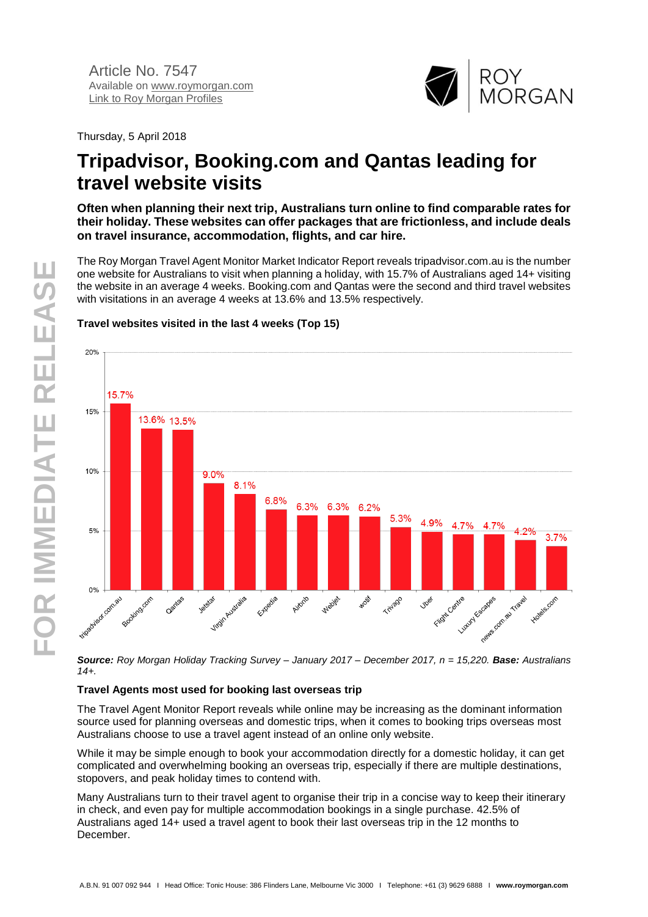Article No. 7547
Available on www.roymorgan.com
Link to Roy Morgan Profiles

Thursday, 5 April 2018

# Tripadvisor, Booking.com and Qantas leading for travel website visits

**Often when planning their next trip, Australians turn online to find comparable rates for their holiday. These websites can offer packages that are frictionless, and include deals on travel insurance, accommodation, flights, and car hire.**

The Roy Morgan Travel Agent Monitor Market Indicator Report reveals tripadvisor.com.au is the number one website for Australians to visit when planning a holiday, with 15.7% of Australians aged 14+ visiting the website in an average 4 weeks. Booking.com and Qantas were the second and third travel websites with visitations in an average 4 weeks at 13.6% and 13.5% respectively.

**Travel websites visited in the last 4 weeks (Top 15)**

| Website | % |
|---|---|
| tripadvisor.com.au | 15.7% |
| Booking.com | 13.6% |
| Qantas | 13.5% |
| Jetstar | 9.0% |
| Virgin Australia | 8.1% |
| Expedia | 6.8% |
| Airbnb | 6.3% |
| Webjet | 6.3% |
| wotif | 6.2% |
| Trivago | 5.3% |
| Uber | 4.9% |
| Flight Centre | 4.7% |
| Luxury Escapes | 4.7% |
| news.com.au Travel | 4.2% |
| Hotels.com | 3.7% |

***Source:** Roy Morgan Holiday Tracking Survey – January 2017 – December 2017, n = 15,220.* ***Base:** Australians 14+.*

**Travel Agents most used for booking last overseas trip**

The Travel Agent Monitor Report reveals while online may be increasing as the dominant information source used for planning overseas and domestic trips, when it comes to booking trips overseas most Australians choose to use a travel agent instead of an online only website.

While it may be simple enough to book your accommodation directly for a domestic holiday, it can get complicated and overwhelming booking an overseas trip, especially if there are multiple destinations, stopovers, and peak holiday times to contend with.

Many Australians turn to their travel agent to organise their trip in a concise way to keep their itinerary in check, and even pay for multiple accommodation bookings in a single purchase. 42.5% of Australians aged 14+ used a travel agent to book their last overseas trip in the 12 months to December.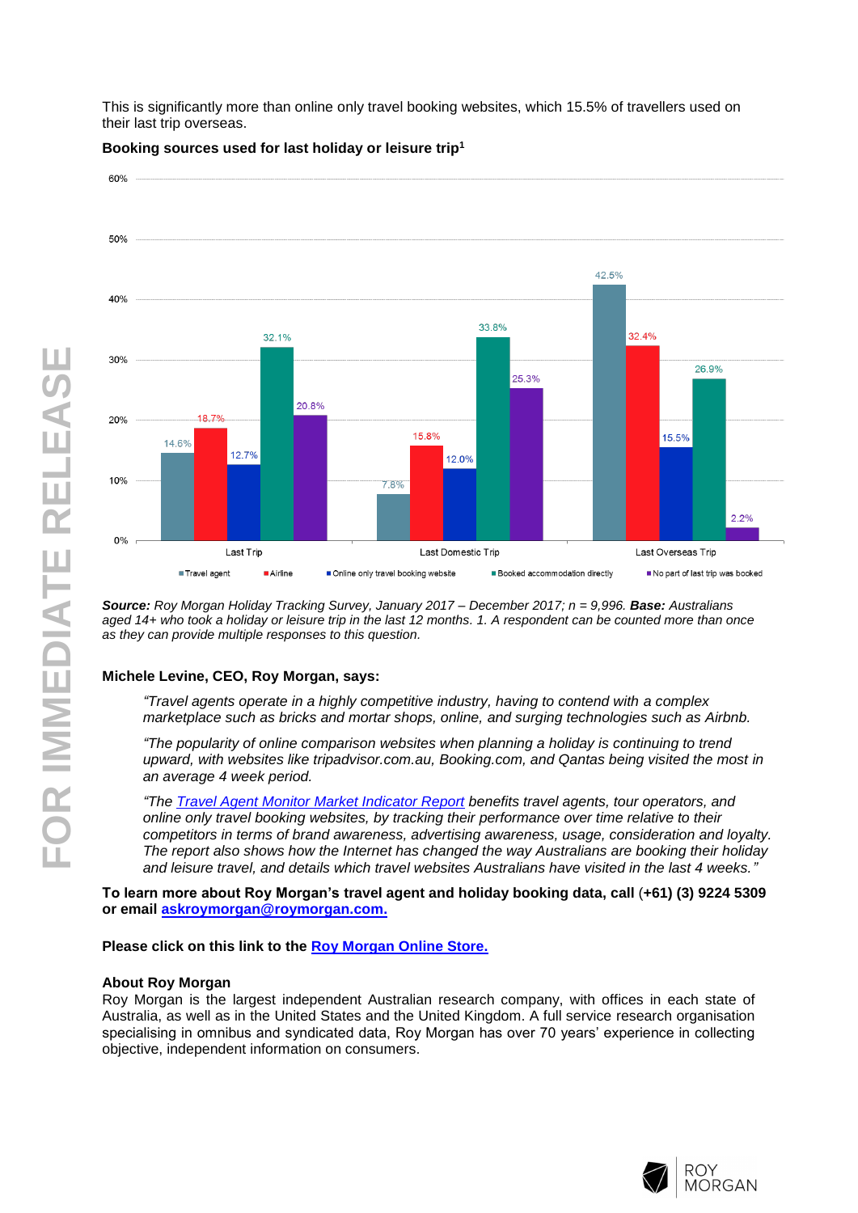This is significantly more than online only travel booking websites, which 15.5% of travellers used on their last trip overseas.

**Booking sources used for last holiday or leisure trip[1]**

| | Travel agent | Airline | Online only travel booking website | Booked accommodation directly | No part of last trip was booked |
|---|---|---|---|---|---|
| Last Trip | 14.6% | 18.7% | 12.7% | 32.1% | 20.8% |
| Last Domestic Trip | 7.8% | 15.8% | 12.0% | 33.8% | 25.3% |
| Last Overseas Trip | 42.5% | 32.4% | 15.5% | 26.9% | 2.2% |

***Source:*** *Roy Morgan Holiday Tracking Survey, January 2017 – December 2017; n = 9,996.* ***Base:*** *Australians aged 14+ who took a holiday or leisure trip in the last 12 months. 1. A respondent can be counted more than once as they can provide multiple responses to this question.*

**Michele Levine, CEO, Roy Morgan, says:**

> *"Travel agents operate in a highly competitive industry, having to contend with a complex marketplace such as bricks and mortar shops, online, and surging technologies such as Airbnb.*
>
> *"The popularity of online comparison websites when planning a holiday is continuing to trend upward, with websites like tripadvisor.com.au, Booking.com, and Qantas being visited the most in an average 4 week period.*
>
> *"The [Travel Agent Monitor Market Indicator Report] benefits travel agents, tour operators, and online only travel booking websites, by tracking their performance over time relative to their competitors in terms of brand awareness, advertising awareness, usage, consideration and loyalty. The report also shows how the Internet has changed the way Australians are booking their holiday and leisure travel, and details which travel websites Australians have visited in the last 4 weeks."*

**To learn more about Roy Morgan's travel agent and holiday booking data, call** (**+61) (3) 9224 5309 or email askroymorgan@roymorgan.com.**

**Please click on this link to the Roy Morgan Online Store.**

**About Roy Morgan**

Roy Morgan is the largest independent Australian research company, with offices in each state of Australia, as well as in the United States and the United Kingdom. A full service research organisation specialising in omnibus and syndicated data, Roy Morgan has over 70 years' experience in collecting objective, independent information on consumers.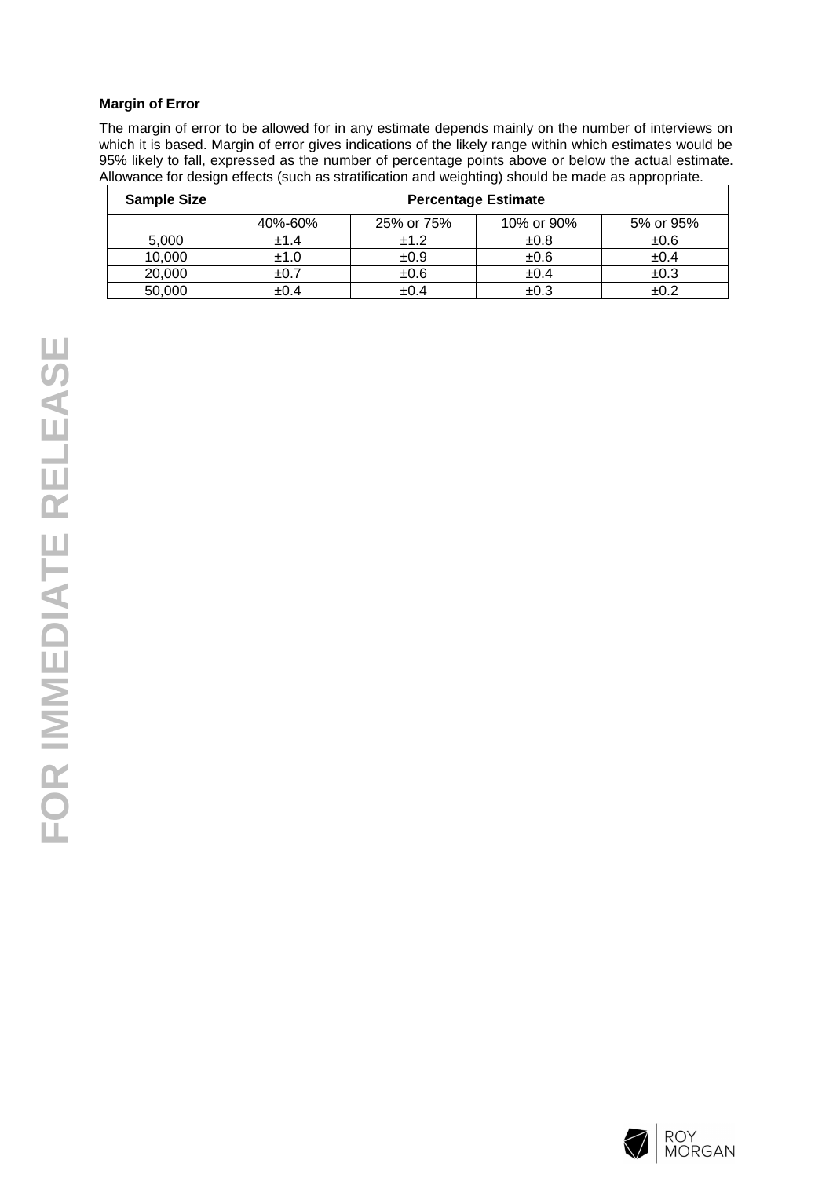**Margin of Error**

The margin of error to be allowed for in any estimate depends mainly on the number of interviews on which it is based. Margin of error gives indications of the likely range within which estimates would be 95% likely to fall, expressed as the number of percentage points above or below the actual estimate. Allowance for design effects (such as stratification and weighting) should be made as appropriate.

| Sample Size | Percentage Estimate | | | |
|---|---|---|---|---|
| | 40%-60% | 25% or 75% | 10% or 90% | 5% or 95% |
| 5,000 | ±1.4 | ±1.2 | ±0.8 | ±0.6 |
| 10,000 | ±1.0 | ±0.9 | ±0.6 | ±0.4 |
| 20,000 | ±0.7 | ±0.6 | ±0.4 | ±0.3 |
| 50,000 | ±0.4 | ±0.4 | ±0.3 | ±0.2 |